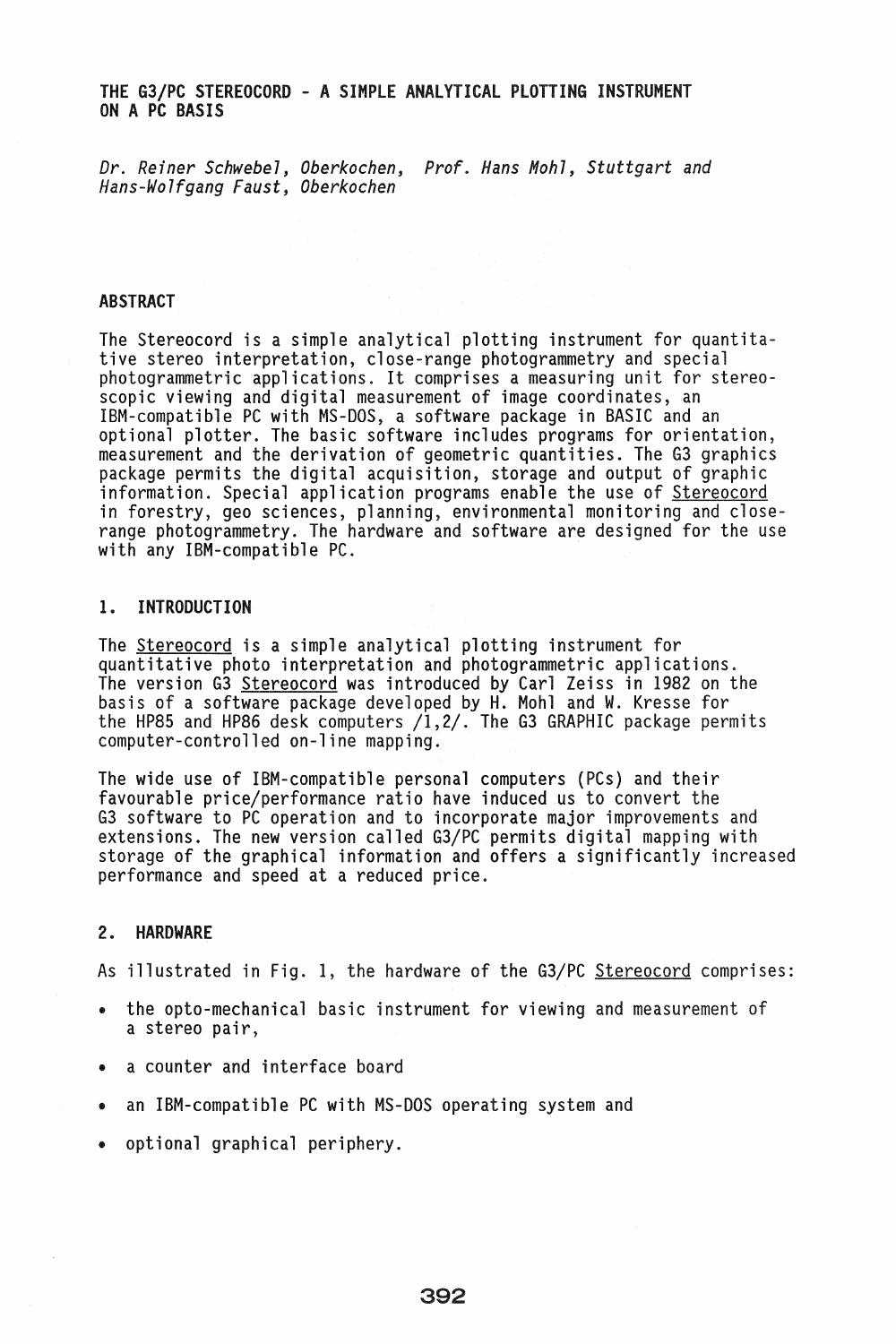# THE G3/PC STEREOCORD - A SIMPLE ANALYTICAL PLOTTING INSTRUMENT ON A PC BASIS

*Dr. Reiner Schwebel, Oberkochen, Prof. Hans Mohl, Stuttgart and Hans-Wolfgang Faust, Oberkochen*

## ABSTRACT

The Stereocord is a simple analytical plotting instrument for quantitative stereo interpretation, close-range photogrammetry and special photogrammetric applications. It comprises a measuring unit for stereoscopic viewing and digital measurement of image coordinates, an IBM-compatible PC with MS-DOS, a software package in BASIC and an optional plotter. The basic software includes programs for orientation, measurement and the derivation of geometric quantities. The G3 graphics package permits the digital acquisition, storage and output of graphic information. Special application programs enable the use of Stereocord in forestry, geo sciences, planning, environmental monitoring and close-range photogrammetry. The hardware and software are designed for the use with any IBM-compatible PC.

## 1. INTRODUCTION

The Stereocord is a simple analytical plotting instrument for quantitative photo interpretation and photogrammetric applications. The version G3 Stereocord was introduced by Carl Zeiss in 1982 on the basis of a software package developed by H. Mohl and W. Kresse for the HP85 and HP86 desk computers /1,2/. The G3 GRAPHIC package permits computer-controlled on-line mapping.

The wide use of IBM-compatible personal computers (PCs) and their favourable price/performance ratio have induced us to convert the G3 software to PC operation and to incorporate major improvements and extensions. The new version called G3/PC permits digital mapping with storage of the graphical information and offers a significantly increased performance and speed at a reduced price.

## 2. HARDWARE

As illustrated in Fig. 1, the hardware of the G3/PC Stereocord comprises:

- the opto-mechanical basic instrument for viewing and measurement of a stereo pair,
- a counter and interface board
- an IBM-compatible PC with MS-DOS operating system and
- optional graphical periphery.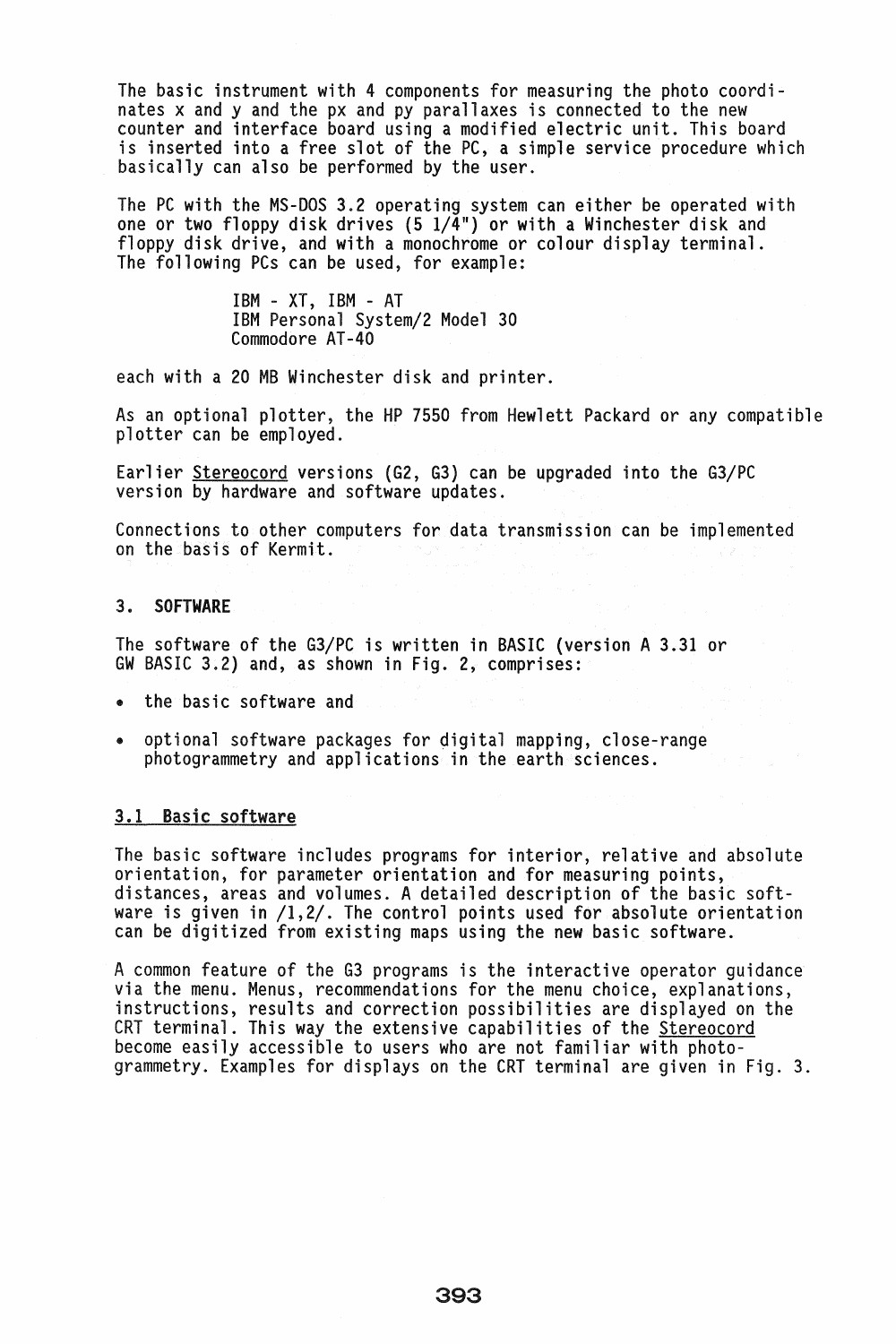The basic instrument with 4 components for measuring the photo coordinates x and y and the px and py parallaxes is connected to the new counter and interface board using a modified electric unit. This board is inserted into a free slot of the PC, a simple service procedure which basically can also be performed by the user.

The PC with the MS-DOS 3.2 operating system can either be operated with one or two floppy disk drives (5 1/4") or with a Winchester disk and floppy disk drive, and with a monochrome or colour display terminal. The following PCs can be used, for example:

IBM - XT, IBM - AT
IBM Personal System/2 Model 30
Commodore AT-40

each with a 20 MB Winchester disk and printer.

As an optional plotter, the HP 7550 from Hewlett Packard or any compatible plotter can be employed.

Earlier Stereocord versions (G2, G3) can be upgraded into the G3/PC version by hardware and software updates.

Connections to other computers for data transmission can be implemented on the basis of Kermit.

## 3. SOFTWARE

The software of the G3/PC is written in BASIC (version A 3.31 or GW BASIC 3.2) and, as shown in Fig. 2, comprises:

- the basic software and
- optional software packages for digital mapping, close-range photogrammetry and applications in the earth sciences.

### 3.1 Basic software

The basic software includes programs for interior, relative and absolute orientation, for parameter orientation and for measuring points, distances, areas and volumes. A detailed description of the basic software is given in /1,2/. The control points used for absolute orientation can be digitized from existing maps using the new basic software.

A common feature of the G3 programs is the interactive operator guidance via the menu. Menus, recommendations for the menu choice, explanations, instructions, results and correction possibilities are displayed on the CRT terminal. This way the extensive capabilities of the Stereocord become easily accessible to users who are not familiar with photogrammetry. Examples for displays on the CRT terminal are given in Fig. 3.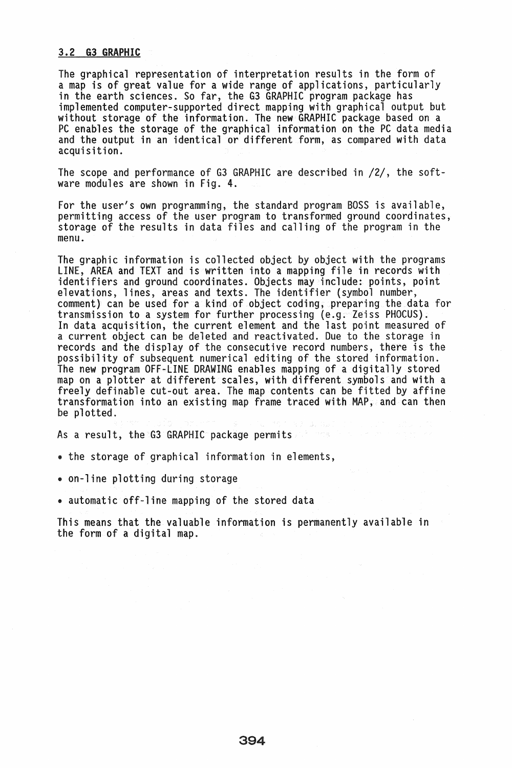### 3.2 G3 GRAPHIC

The graphical representation of interpretation results in the form of a map is of great value for a wide range of applications, particularly in the earth sciences. So far, the G3 GRAPHIC program package has implemented computer-supported direct mapping with graphical output but without storage of the information. The new GRAPHIC package based on a PC enables the storage of the graphical information on the PC data media and the output in an identical or different form, as compared with data acquisition.

The scope and performance of G3 GRAPHIC are described in /2/, the software modules are shown in Fig. 4.

For the user's own programming, the standard program BOSS is available, permitting access of the user program to transformed ground coordinates, storage of the results in data files and calling of the program in the menu.

The graphic information is collected object by object with the programs LINE, AREA and TEXT and is written into a mapping file in records with identifiers and ground coordinates. Objects may include: points, point elevations, lines, areas and texts. The identifier (symbol number, comment) can be used for a kind of object coding, preparing the data for transmission to a system for further processing (e.g. Zeiss PHOCUS). In data acquisition, the current element and the last point measured of a current object can be deleted and reactivated. Due to the storage in records and the display of the consecutive record numbers, there is the possibility of subsequent numerical editing of the stored information. The new program OFF-LINE DRAWING enables mapping of a digitally stored map on a plotter at different scales, with different symbols and with a freely definable cut-out area. The map contents can be fitted by affine transformation into an existing map frame traced with MAP, and can then be plotted.

As a result, the G3 GRAPHIC package permits

- the storage of graphical information in elements,
- on-line plotting during storage
- automatic off-line mapping of the stored data

This means that the valuable information is permanently available in the form of a digital map.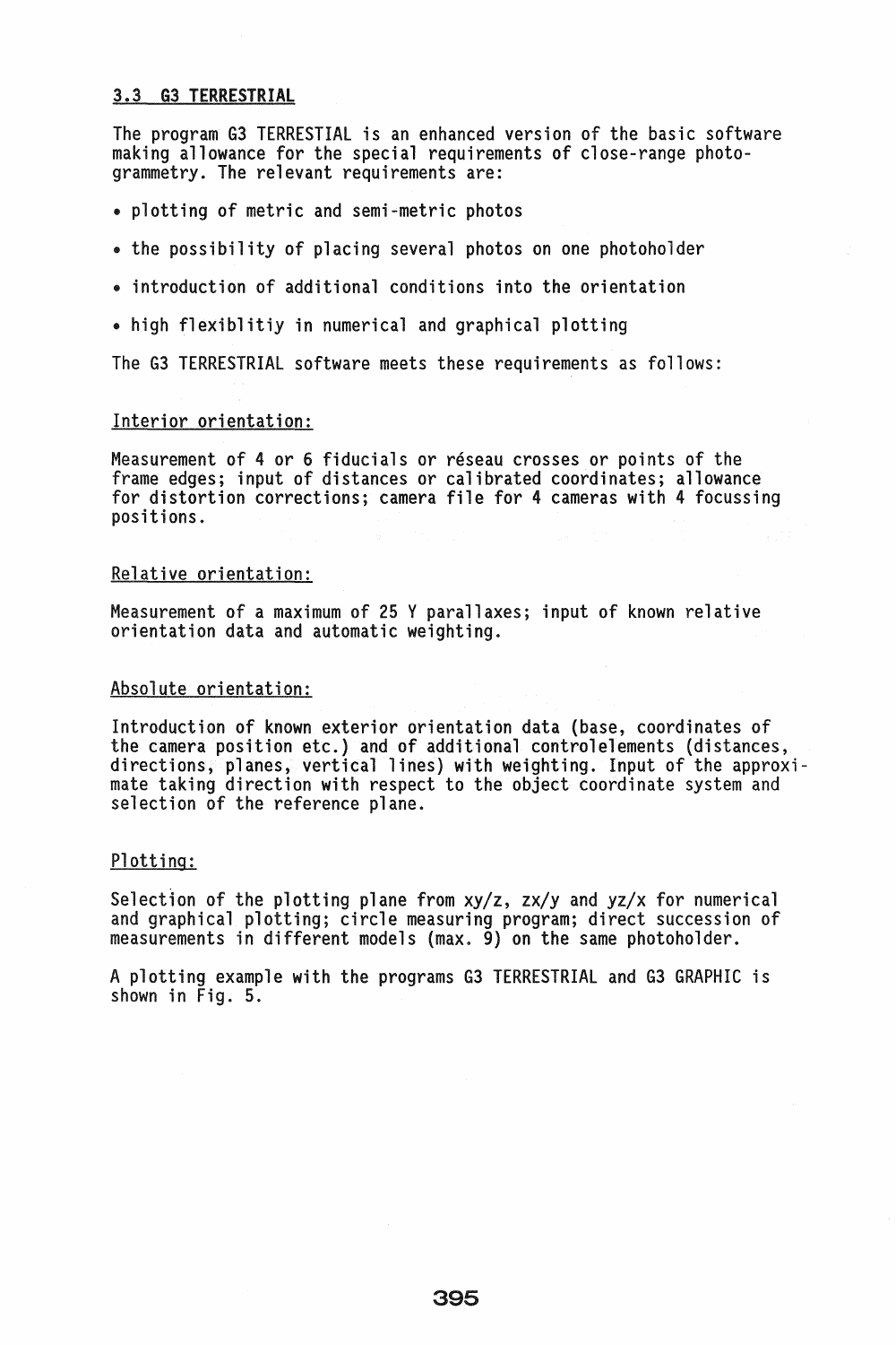### 3.3 G3 TERRESTRIAL

The program G3 TERRESTIAL is an enhanced version of the basic software making allowance for the special requirements of close-range photogrammetry. The relevant requirements are:

- plotting of metric and semi-metric photos
- the possibility of placing several photos on one photoholder
- introduction of additional conditions into the orientation
- high flexiblitiy in numerical and graphical plotting

The G3 TERRESTRIAL software meets these requirements as follows:

Interior orientation:

Measurement of 4 or 6 fiducials or réseau crosses or points of the frame edges; input of distances or calibrated coordinates; allowance for distortion corrections; camera file for 4 cameras with 4 focussing positions.

Relative orientation:

Measurement of a maximum of 25 Y parallaxes; input of known relative orientation data and automatic weighting.

Absolute orientation:

Introduction of known exterior orientation data (base, coordinates of the camera position etc.) and of additional controlelements (distances, directions, planes, vertical lines) with weighting. Input of the approximate taking direction with respect to the object coordinate system and selection of the reference plane.

Plotting:

Selection of the plotting plane from xy/z, zx/y and yz/x for numerical and graphical plotting; circle measuring program; direct succession of measurements in different models (max. 9) on the same photoholder.

A plotting example with the programs G3 TERRESTRIAL and G3 GRAPHIC is shown in Fig. 5.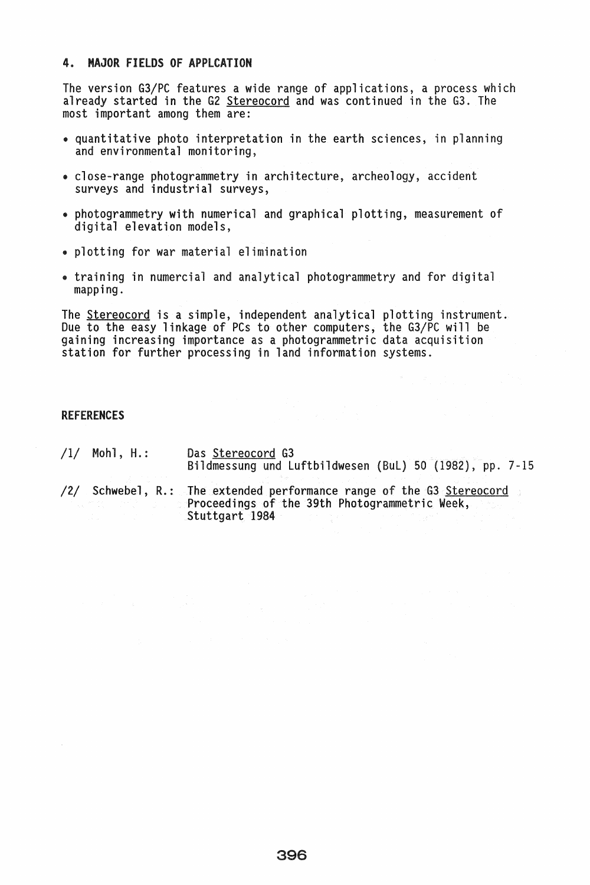## 4. MAJOR FIELDS OF APPLCATION

The version G3/PC features a wide range of applications, a process which already started in the G2 Stereocord and was continued in the G3. The most important among them are:

- quantitative photo interpretation in the earth sciences, in planning and environmental monitoring,
- close-range photogrammetry in architecture, archeology, accident surveys and industrial surveys,
- photogrammetry with numerical and graphical plotting, measurement of digital elevation models,
- plotting for war material elimination
- training in numercial and analytical photogrammetry and for digital mapping.

The Stereocord is a simple, independent analytical plotting instrument. Due to the easy linkage of PCs to other computers, the G3/PC will be gaining increasing importance as a photogrammetric data acquisition station for further processing in land information systems.

## REFERENCES

/1/ Mohl, H.: Das Stereocord G3
Bildmessung und Luftbildwesen (BuL) 50 (1982), pp. 7-15

/2/ Schwebel, R.: The extended performance range of the G3 Stereocord
Proceedings of the 39th Photogrammetric Week,
Stuttgart 1984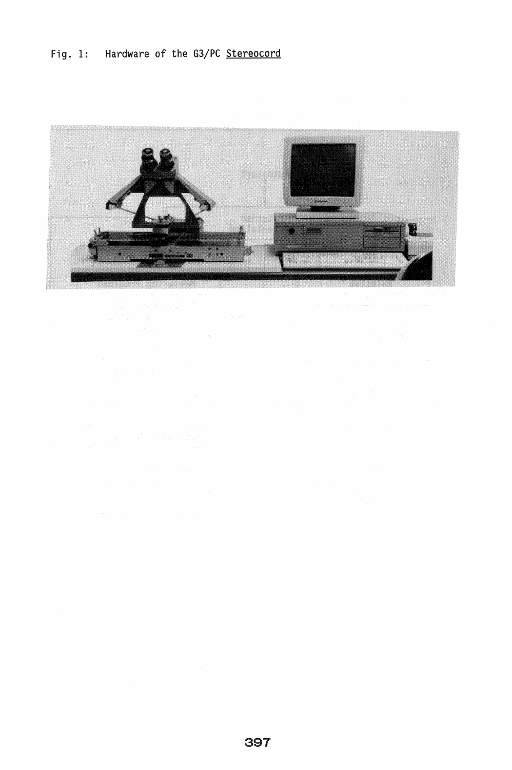Fig. 1: Hardware of the G3/PC Stereocord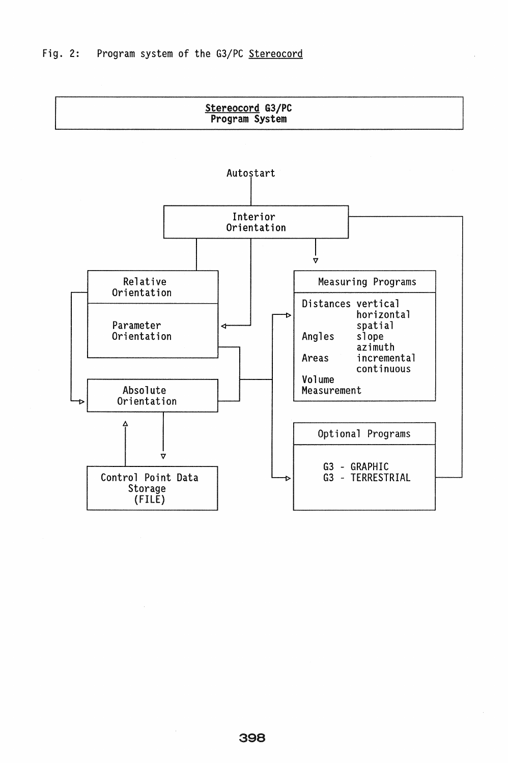Fig. 2: Program system of the G3/PC Stereocord

**Stereocord G3/PC**
**Program System**

Autostart

Interior Orientation

Relative Orientation

Parameter Orientation

Absolute Orientation

Control Point Data Storage (FILE)

Measuring Programs

Distances vertical
horizontal
spatial
Angles slope
azimuth
Areas incremental
continuous
Volume
Measurement

Optional Programs

G3 - GRAPHIC
G3 - TERRESTRIAL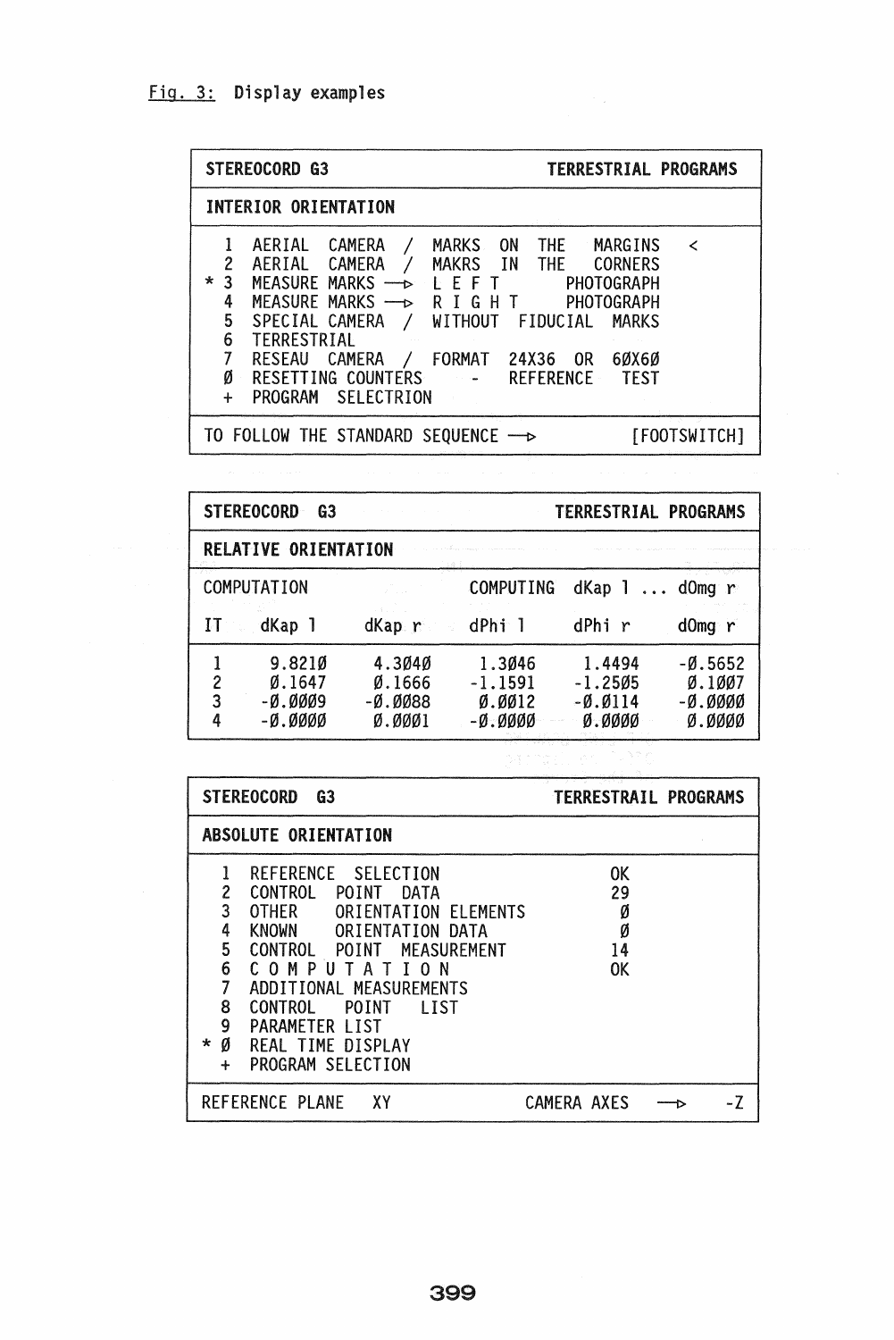Fig. 3: Display examples

```
STEREOCORD G3                                   TERRESTRIAL PROGRAMS
--------------------------------------------------------------------
INTERIOR ORIENTATION
--------------------------------------------------------------------
   1  AERIAL  CAMERA  /  MARKS  ON  THE   MARGINS   <
   2  AERIAL  CAMERA  /  MAKRS  IN  THE   CORNERS
 * 3  MEASURE MARKS -->  L E F T      PHOTOGRAPH
   4  MEASURE MARKS -->  R I G H T    PHOTOGRAPH
   5  SPECIAL CAMERA  /  WITHOUT  FIDUCIAL  MARKS
   6  TERRESTRIAL
   7  RESEAU  CAMERA  /  FORMAT  24X36  OR  60X60
   0  RESETTING COUNTERS   -   REFERENCE   TEST
   +  PROGRAM  SELECTRION
--------------------------------------------------------------------
TO FOLLOW THE STANDARD SEQUENCE -->                      [FOOTSWITCH]
```

```
STEREOCORD  G3                                  TERRESTRIAL PROGRAMS
--------------------------------------------------------------------
RELATIVE ORIENTATION
--------------------------------------------------------------------
COMPUTATION                        COMPUTING  dKap 1 ... dOmg r

IT    dKap 1      dKap r     dPhi 1      dPhi r      dOmg r
--------------------------------------------------------------------
1     9.8210      4.3040     1.3046      1.4494     -0.5652
2     0.1647      0.1666    -1.1591     -1.2505      0.1007
3    -0.0009     -0.0088     0.0012     -0.0114     -0.0000
4    -0.0000      0.0001    -0.0000      0.0000      0.0000
```

```
STEREOCORD  G3                                  TERRESTRAIL PROGRAMS
--------------------------------------------------------------------
ABSOLUTE ORIENTATION
--------------------------------------------------------------------
   1  REFERENCE  SELECTION                  OK
   2  CONTROL  POINT  DATA                  29
   3  OTHER     ORIENTATION ELEMENTS         0
   4  KNOWN     ORIENTATION DATA             0
   5  CONTROL  POINT  MEASUREMENT           14
   6  C O M P U T A T I O N                 OK
   7  ADDITIONAL MEASUREMENTS
   8  CONTROL   POINT   LIST
   9  PARAMETER LIST
 * 0  REAL TIME DISPLAY
   +  PROGRAM SELECTION
--------------------------------------------------------------------
REFERENCE PLANE   XY                 CAMERA AXES    -->       -Z
```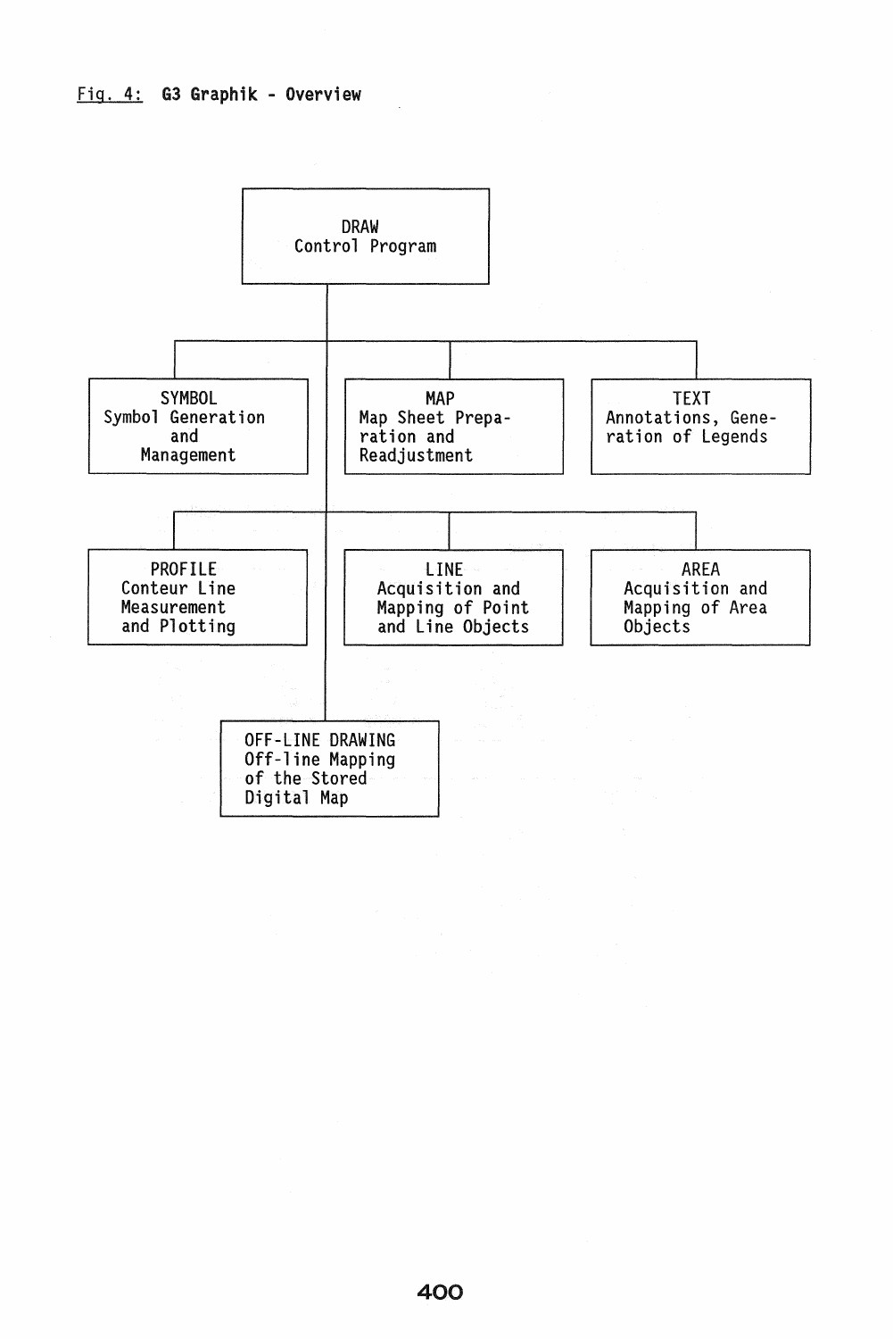Fig. 4: **G3 Graphik - Overview**

- **DRAW** – Control Program
  - **SYMBOL** – Symbol Generation and Management
  - **MAP** – Map Sheet Preparation and Readjustment
  - **TEXT** – Annotations, Generation of Legends
  - **PROFILE** – Conteur Line Measurement and Plotting
  - **LINE** – Acquisition and Mapping of Point and Line Objects
  - **AREA** – Acquisition and Mapping of Area Objects
  - **OFF-LINE DRAWING** – Off-line Mapping of the Stored Digital Map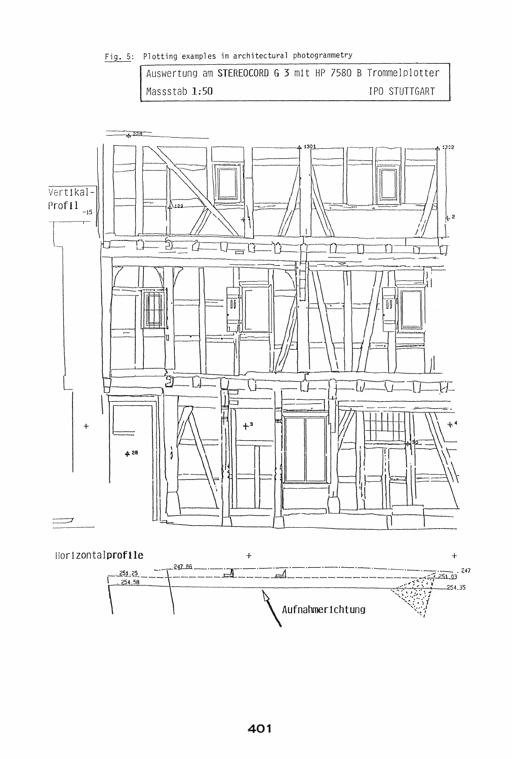Fig. 5: Plotting examples in architectural photogrammetry

Auswertung am STEREOCORD G 3 mit HP 7580 B Trommelplotter
Massstab 1:50 IPO STUTTGART

Vertikal-Profil

Horizontalprofile

Aufnahmerichtung

247.86

251.25

254.58

251.03

254.35

247